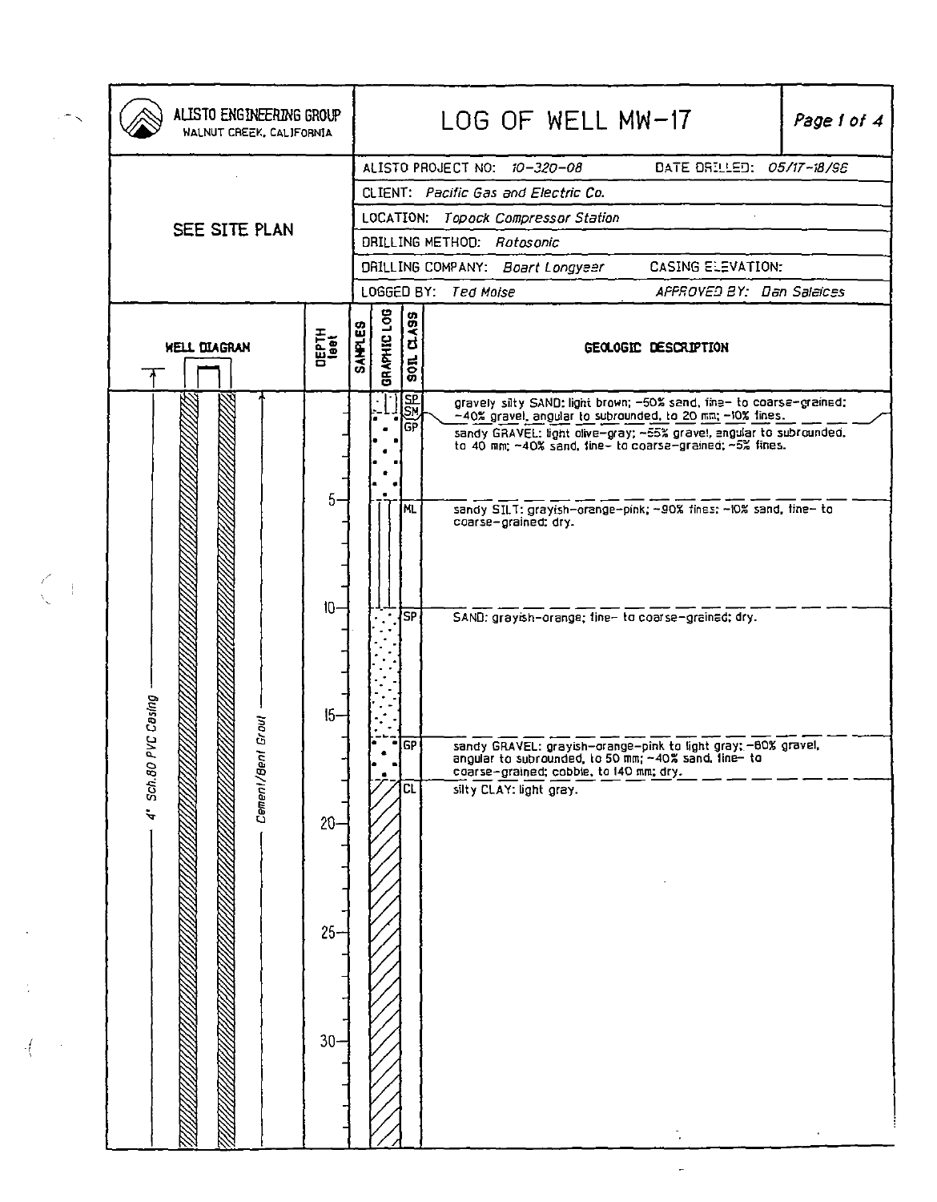# ALISTO ENGINEERING GROUP
WALNUT CREEK, CALIFORNIA

## LOG OF WELL MW-17

| | |
|---|---|
| ALISTO PROJECT NO: *10-320-08* | DATE DRILLED: *05/17-18/98* |
| CLIENT: *Pacific Gas and Electric Co.* | |
| LOCATION: *Topock Compressor Station* | |
| DRILLING METHOD: *Rotosonic* | |
| DRILLING COMPANY: *Boart Longyear* | CASING ELEVATION: |
| LOGGED BY: *Ted Moise* | APPROVED BY: *Dan Salaices* |

SEE SITE PLAN

WELL DIAGRAM: 4" Sch.80 PVC Casing; Cement/Bent Grout

| DEPTH (feet) | SOIL CLASS | GEOLOGIC DESCRIPTION |
|---|---|---|
| 0 | SP/SM | gravely silty SAND: light brown; ~50% sand, fine- to coarse-grained; ~40% gravel, angular to subrounded, to 20 mm; ~10% fines. |
| | GP | sandy GRAVEL: light olive-gray; ~55% gravel, angular to subrounded, to 40 mm; ~40% sand, fine- to coarse-grained; ~5% fines. |
| 5 | ML | sandy SILT: grayish-orange-pink; ~90% fines; ~10% sand, fine- to coarse-grained; dry. |
| 10 | SP | SAND: grayish-orange; fine- to coarse-grained; dry. |
| ~16 | GP | sandy GRAVEL: grayish-orange-pink to light gray; ~60% gravel, angular to subrounded, to 50 mm; ~40% sand, fine- to coarse-grained; cobble, to 140 mm; dry. |
| ~18 | CL | silty CLAY: light gray. |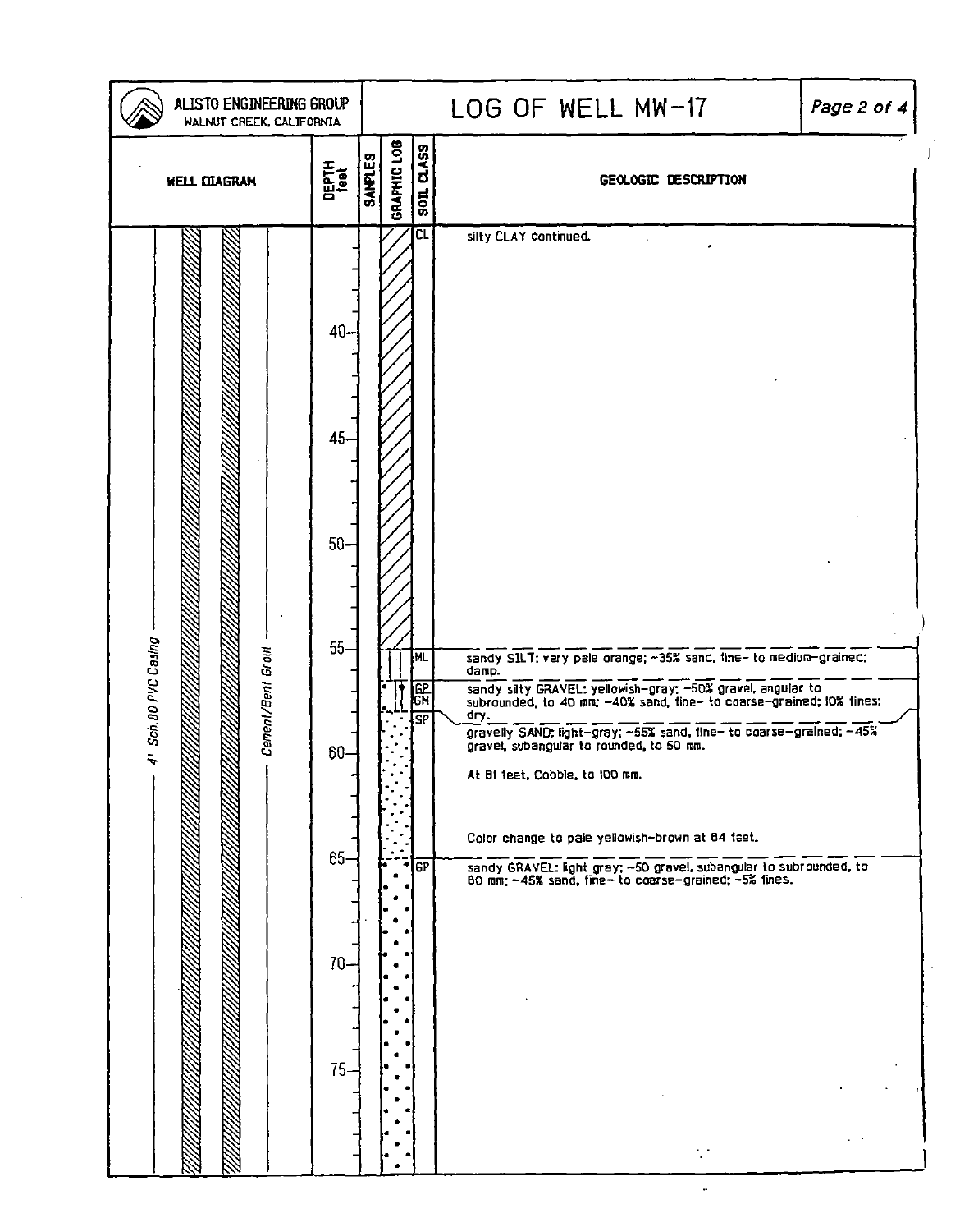# ALISTO ENGINEERING GROUP
WALNUT CREEK, CALIFORNIA

## LOG OF WELL MW-17

| WELL DIAGRAM | DEPTH feet | SAMPLES | GRAPHIC LOG | SOIL CLASS | GEOLOGIC DESCRIPTION |
|---|---|---|---|---|---|
| 4" Sch.80 PVC Casing; Cement/Bent Grout | | | | CL | silty CLAY continued. |
| | 40 | | | | |
| | 45 | | | | |
| | 50 | | | | |
| | 55 | | | ML | sandy SILT: very pale orange; ~35% sand, fine- to medium-grained; damp. |
| | | | | GP/GM | sandy silty GRAVEL: yellowish-gray; ~50% gravel, angular to subrounded, to 40 mm; ~40% sand, fine- to coarse-grained; 10% fines; dry. |
| | | | | SP | gravelly SAND: light-gray; ~55% sand, fine- to coarse-grained; ~45% gravel, subangular to rounded, to 50 mm. |
| | 60 | | | | At 61 feet, Cobble, to 100 mm. |
| | | | | | Color change to pale yellowish-brown at 64 feet. |
| | 65 | | | GP | sandy GRAVEL: light gray; ~50 gravel, subangular to subrounded, to 60 mm; ~45% sand, fine- to coarse-grained; ~5% fines. |
| | 70 | | | | |
| | 75 | | | | |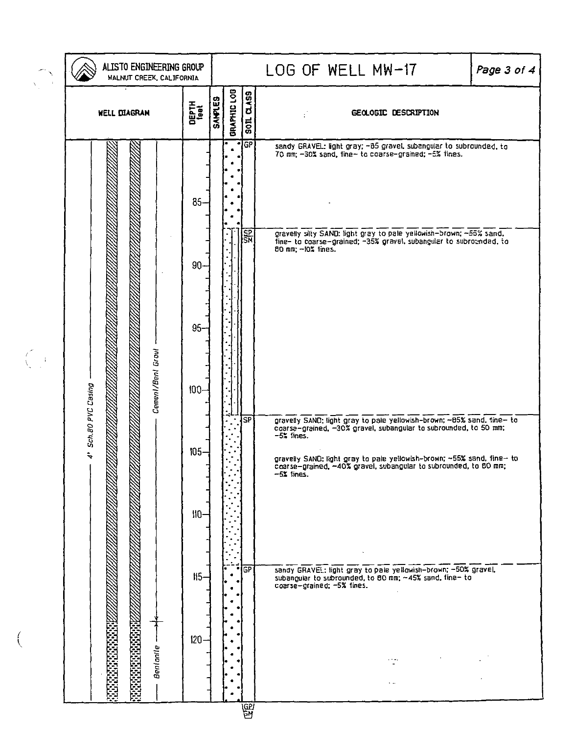# ALISTO ENGINEERING GROUP

WALNUT CREEK, CALIFORNIA

## LOG OF WELL MW-17

| WELL DIAGRAM | DEPTH feet | SAMPLES | GRAPHIC LOG | SOIL CLASS | GEOLOGIC DESCRIPTION |
|---|---|---|---|---|---|
| 4" Sch.80 PVC Casing; Cement/Bent Grout | | | | GP | sandy GRAVEL: light gray; ~65 gravel, subangular to subrounded, to 70 mm; ~30% sand, fine- to coarse-grained; ~5% fines. |
| | 85 | | | | |
| | | | | SP/SM | gravelly silty SAND: light gray to pale yellowish-brown; ~55% sand, fine- to coarse-grained; ~35% gravel, subangular to subrounded, to 80 mm; ~10% fines. |
| | 90 | | | | |
| | 95 | | | | |
| | 100 | | | | |
| | | | | SP | gravelly SAND: light gray to pale yellowish-brown; ~65% sand, fine- to coarse-grained, ~30% gravel, subangular to subrounded, to 50 mm; ~5% fines. |
| | 105 | | | | gravelly SAND: light gray to pale yellowish-brown; ~55% sand, fine- to coarse-grained, ~40% gravel, subangular to subrounded, to 80 mm; ~5% fines. |
| | 110 | | | | |
| | 115 | | | GP | sandy GRAVEL: light gray to pale yellowish-brown; ~50% gravel, subangular to subrounded, to 80 mm; ~45% sand, fine- to coarse-grained; ~5% fines. |
| Bentonite | | | | | |
| | 120 | | | | |
| | | | | GP/GM | |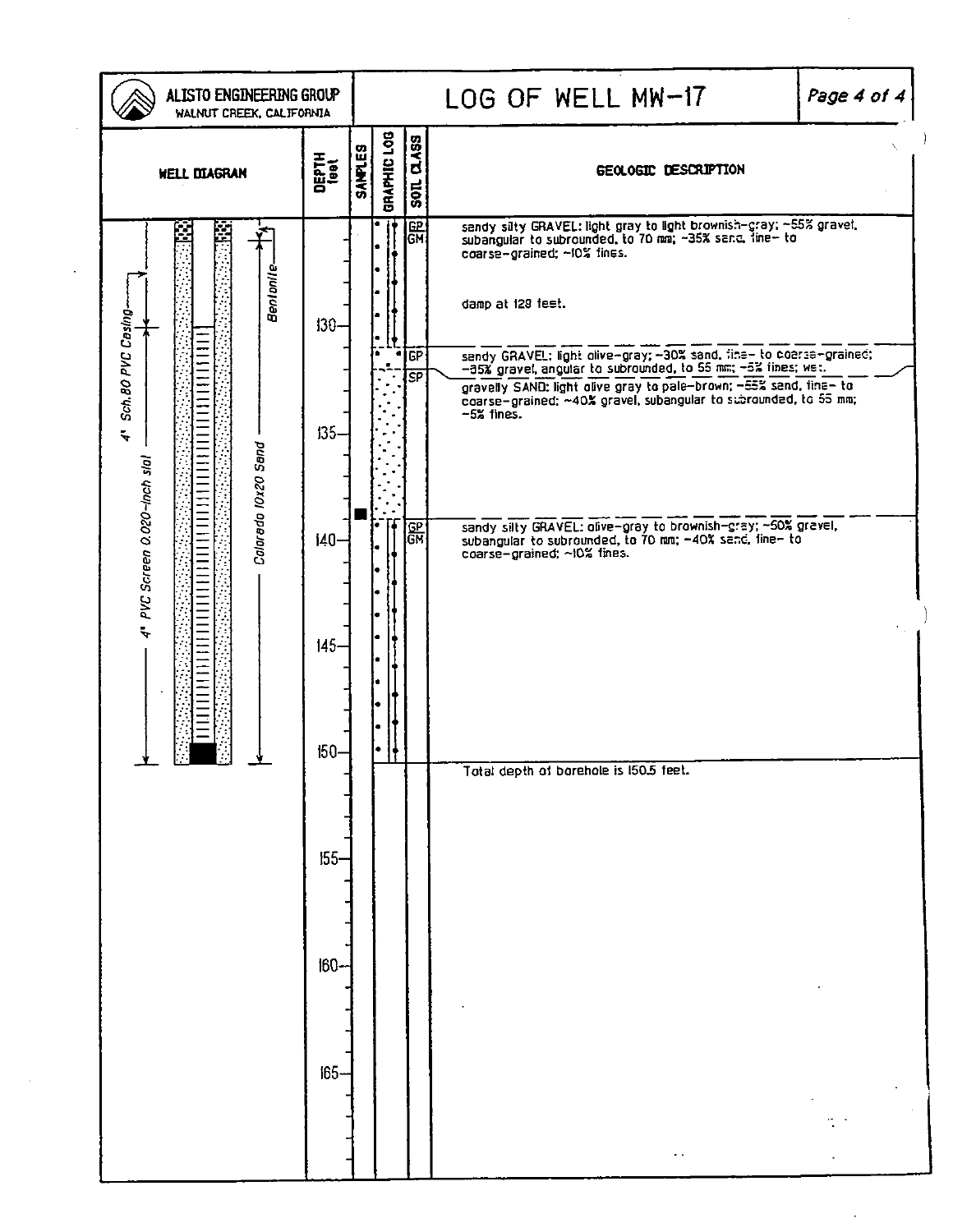# ALISTO ENGINEERING GROUP
WALNUT CREEK, CALIFORNIA

# LOG OF WELL MW-17

| WELL DIAGRAM | DEPTH feet | SAMPLES | GRAPHIC LOG | SOIL CLASS | GEOLOGIC DESCRIPTION |
|---|---|---|---|---|---|
| | | | | GP-GM | sandy silty GRAVEL: light gray to light brownish-gray; ~55% gravel, subangular to subrounded, to 70 mm; ~35% sand, fine- to coarse-grained; ~10% fines. |
| | | | | | damp at 128 feet. |
| | 130 | | | GP | sandy GRAVEL: light olive-gray; ~30% sand, fine- to coarse-grained; ~65% gravel, angular to subrounded, to 55 mm; ~5% fines; wet. |
| | | | | SP | gravelly SAND: light olive gray to pale-brown; ~55% sand, fine- to coarse-grained; ~40% gravel, subangular to subrounded, to 55 mm; ~5% fines. |
| | 135 | | | | |
| | 140 | ■ | | GP-GM | sandy silty GRAVEL: olive-gray to brownish-gray; ~50% gravel, subangular to subrounded, to 70 mm; ~40% sand, fine- to coarse-grained; ~10% fines. |
| | 145 | | | | |
| | 150 | | | | Total depth of borehole is 150.5 feet. |
| | 155 | | | | |
| | 160 | | | | |
| | 165 | | | | |

Well diagram labels: 4" Sch.80 PVC Casing; 4" PVC Screen 0.020-inch slot; Bentonite; Colorado 10x20 Sand